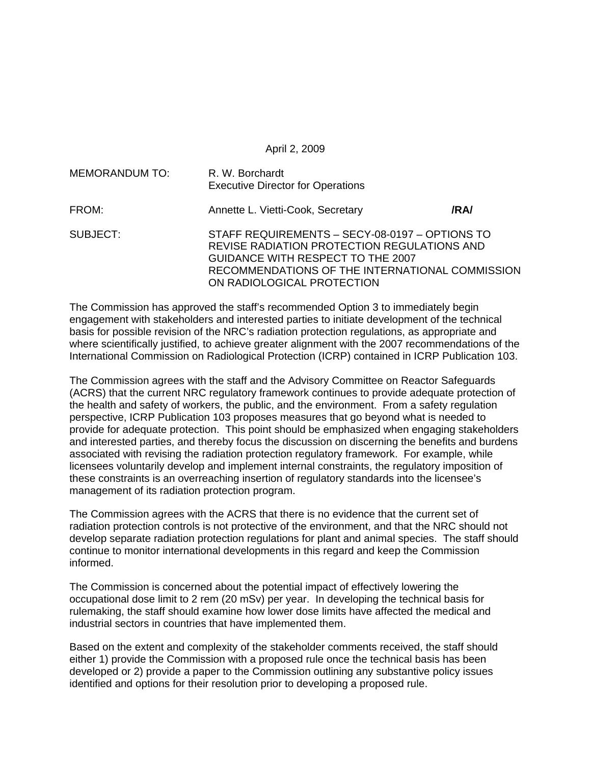April 2, 2009

MEMORANDUM TO: R. W. Borchardt
Executive Director for Operations

FROM: Annette L. Vietti-Cook, Secretary /RA/

SUBJECT: STAFF REQUIREMENTS – SECY-08-0197 – OPTIONS TO REVISE RADIATION PROTECTION REGULATIONS AND GUIDANCE WITH RESPECT TO THE 2007 RECOMMENDATIONS OF THE INTERNATIONAL COMMISSION ON RADIOLOGICAL PROTECTION

The Commission has approved the staff's recommended Option 3 to immediately begin engagement with stakeholders and interested parties to initiate development of the technical basis for possible revision of the NRC's radiation protection regulations, as appropriate and where scientifically justified, to achieve greater alignment with the 2007 recommendations of the International Commission on Radiological Protection (ICRP) contained in ICRP Publication 103.

The Commission agrees with the staff and the Advisory Committee on Reactor Safeguards (ACRS) that the current NRC regulatory framework continues to provide adequate protection of the health and safety of workers, the public, and the environment. From a safety regulation perspective, ICRP Publication 103 proposes measures that go beyond what is needed to provide for adequate protection. This point should be emphasized when engaging stakeholders and interested parties, and thereby focus the discussion on discerning the benefits and burdens associated with revising the radiation protection regulatory framework. For example, while licensees voluntarily develop and implement internal constraints, the regulatory imposition of these constraints is an overreaching insertion of regulatory standards into the licensee's management of its radiation protection program.

The Commission agrees with the ACRS that there is no evidence that the current set of radiation protection controls is not protective of the environment, and that the NRC should not develop separate radiation protection regulations for plant and animal species. The staff should continue to monitor international developments in this regard and keep the Commission informed.

The Commission is concerned about the potential impact of effectively lowering the occupational dose limit to 2 rem (20 mSv) per year. In developing the technical basis for rulemaking, the staff should examine how lower dose limits have affected the medical and industrial sectors in countries that have implemented them.

Based on the extent and complexity of the stakeholder comments received, the staff should either 1) provide the Commission with a proposed rule once the technical basis has been developed or 2) provide a paper to the Commission outlining any substantive policy issues identified and options for their resolution prior to developing a proposed rule.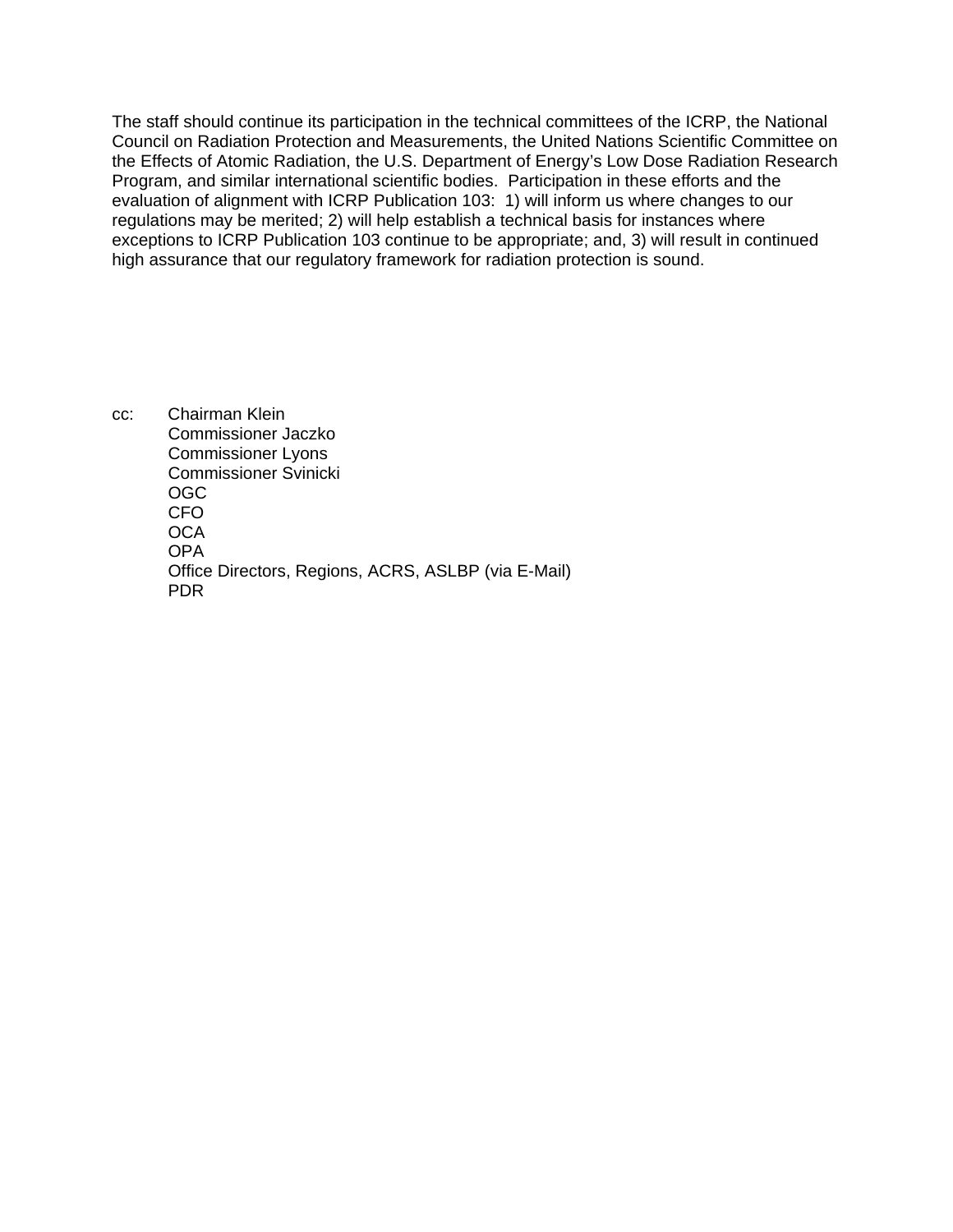The staff should continue its participation in the technical committees of the ICRP, the National Council on Radiation Protection and Measurements, the United Nations Scientific Committee on the Effects of Atomic Radiation, the U.S. Department of Energy's Low Dose Radiation Research Program, and similar international scientific bodies. Participation in these efforts and the evaluation of alignment with ICRP Publication 103: 1) will inform us where changes to our regulations may be merited; 2) will help establish a technical basis for instances where exceptions to ICRP Publication 103 continue to be appropriate; and, 3) will result in continued high assurance that our regulatory framework for radiation protection is sound.

cc: Chairman Klein
Commissioner Jaczko
Commissioner Lyons
Commissioner Svinicki
OGC
CFO
OCA
OPA
Office Directors, Regions, ACRS, ASLBP (via E-Mail)
PDR